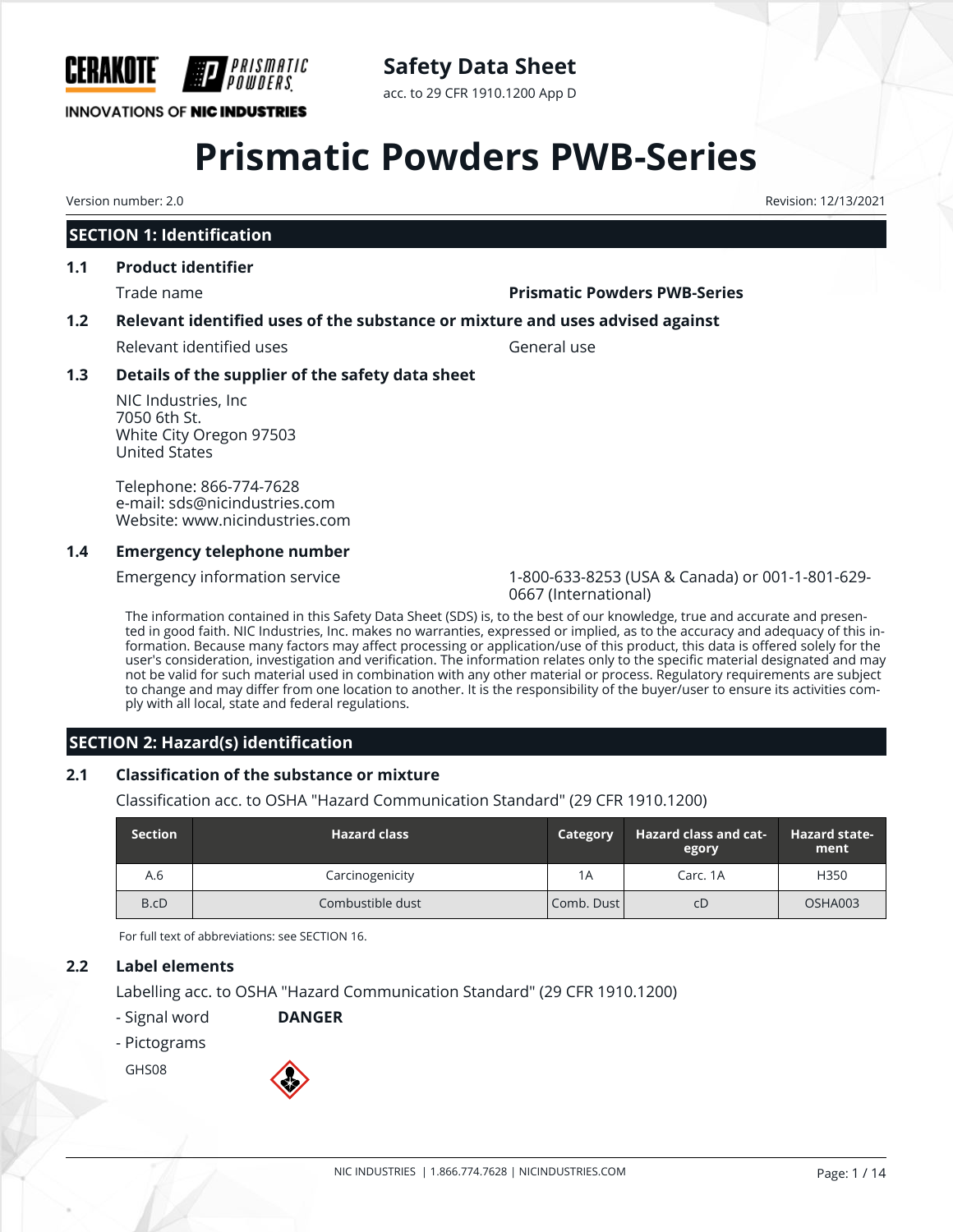CERAKOTE PRISMATIC POWDERS

INNOVATIONS OF NIC INDUSTRIES

**Safety Data Sheet**

acc. to 29 CFR 1910.1200 App D

# Prismatic Powders PWB-Series

Version number: 2.0

Revision: 12/13/2021

## SECTION 1: Identification

### 1.1 Product identifier

Trade name: **Prismatic Powders PWB-Series**

### 1.2 Relevant identified uses of the substance or mixture and uses advised against

Relevant identified uses: General use

### 1.3 Details of the supplier of the safety data sheet

NIC Industries, Inc
7050 6th St.
White City Oregon 97503
United States

Telephone: 866-774-7628
e-mail: sds@nicindustries.com
Website: www.nicindustries.com

### 1.4 Emergency telephone number

Emergency information service: 1-800-633-8253 (USA & Canada) or 001-1-801-629-0667 (International)

The information contained in this Safety Data Sheet (SDS) is, to the best of our knowledge, true and accurate and presented in good faith. NIC Industries, Inc. makes no warranties, expressed or implied, as to the accuracy and adequacy of this information. Because many factors may affect processing or application/use of this product, this data is offered solely for the user's consideration, investigation and verification. The information relates only to the specific material designated and may not be valid for such material used in combination with any other material or process. Regulatory requirements are subject to change and may differ from one location to another. It is the responsibility of the buyer/user to ensure its activities comply with all local, state and federal regulations.

## SECTION 2: Hazard(s) identification

### 2.1 Classification of the substance or mixture

Classification acc. to OSHA "Hazard Communication Standard" (29 CFR 1910.1200)

| Section | Hazard class | Category | Hazard class and category | Hazard statement |
|---|---|---|---|---|
| A.6 | Carcinogenicity | 1A | Carc. 1A | H350 |
| B.cD | Combustible dust | Comb. Dust | cD | OSHA003 |

For full text of abbreviations: see SECTION 16.

### 2.2 Label elements

Labelling acc. to OSHA "Hazard Communication Standard" (29 CFR 1910.1200)

- Signal word **DANGER**
- Pictograms

GHS08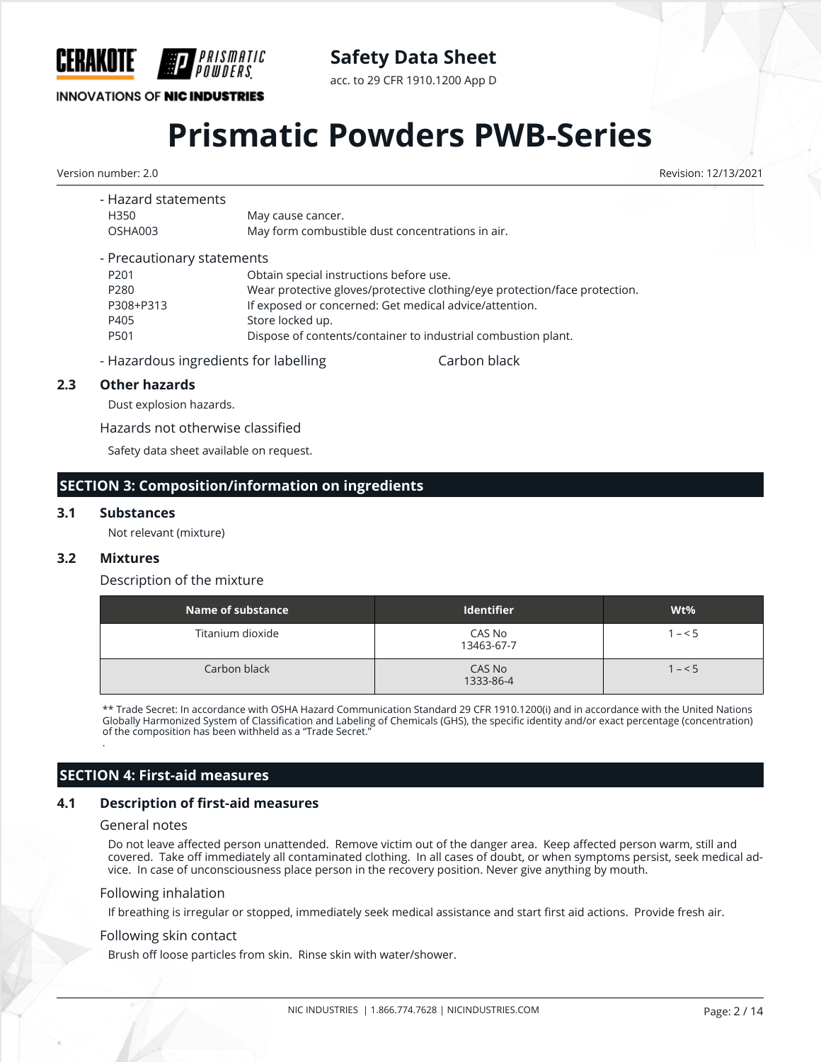- Hazard statements

| | |
|---|---|
| H350 | May cause cancer. |
| OSHA003 | May form combustible dust concentrations in air. |

- Precautionary statements

| | |
|---|---|
| P201 | Obtain special instructions before use. |
| P280 | Wear protective gloves/protective clothing/eye protection/face protection. |
| P308+P313 | If exposed or concerned: Get medical advice/attention. |
| P405 | Store locked up. |
| P501 | Dispose of contents/container to industrial combustion plant. |

- Hazardous ingredients for labelling: Carbon black

### 2.3 Other hazards

Dust explosion hazards.

Hazards not otherwise classified

Safety data sheet available on request.

## SECTION 3: Composition/information on ingredients

### 3.1 Substances

Not relevant (mixture)

### 3.2 Mixtures

Description of the mixture

| Name of substance | Identifier | Wt% |
|---|---|---|
| Titanium dioxide | CAS No 13463-67-7 | 1 – < 5 |
| Carbon black | CAS No 1333-86-4 | 1 – < 5 |

** Trade Secret: In accordance with OSHA Hazard Communication Standard 29 CFR 1910.1200(i) and in accordance with the United Nations Globally Harmonized System of Classification and Labeling of Chemicals (GHS), the specific identity and/or exact percentage (concentration) of the composition has been withheld as a "Trade Secret."

.

## SECTION 4: First-aid measures

### 4.1 Description of first-aid measures

General notes

Do not leave affected person unattended. Remove victim out of the danger area. Keep affected person warm, still and covered. Take off immediately all contaminated clothing. In all cases of doubt, or when symptoms persist, seek medical advice. In case of unconsciousness place person in the recovery position. Never give anything by mouth.

Following inhalation

If breathing is irregular or stopped, immediately seek medical assistance and start first aid actions. Provide fresh air.

Following skin contact

Brush off loose particles from skin. Rinse skin with water/shower.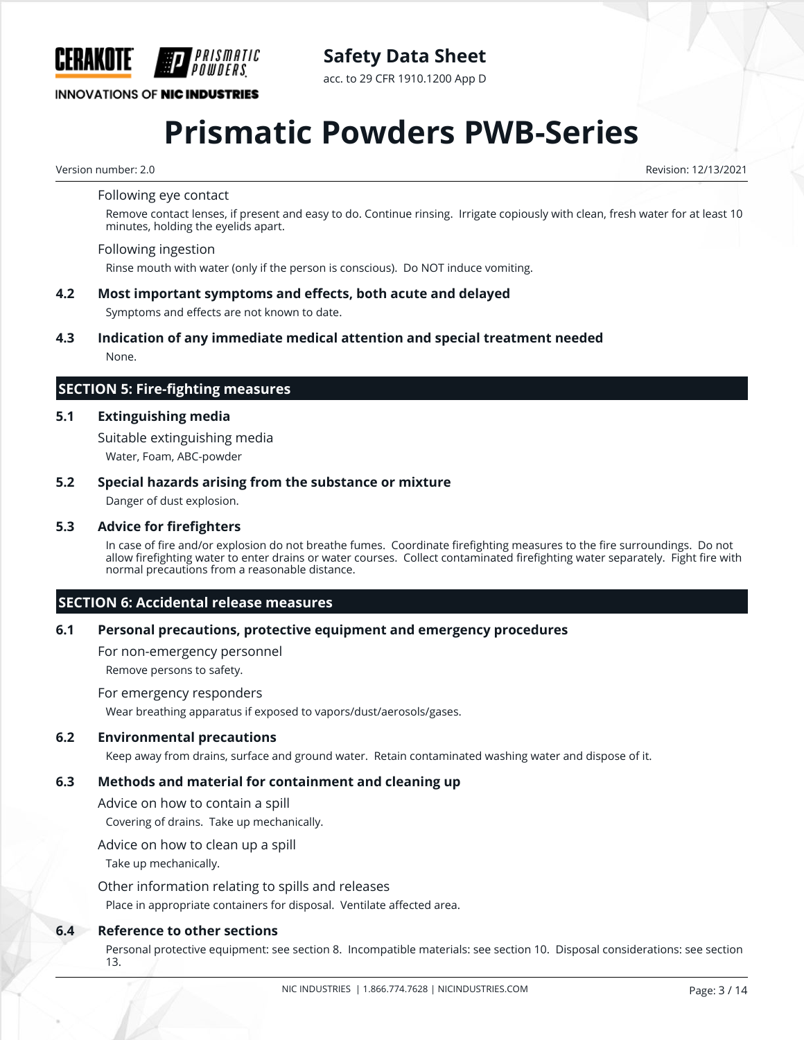Following eye contact

Remove contact lenses, if present and easy to do. Continue rinsing. Irrigate copiously with clean, fresh water for at least 10 minutes, holding the eyelids apart.

Following ingestion

Rinse mouth with water (only if the person is conscious). Do NOT induce vomiting.

### 4.2 Most important symptoms and effects, both acute and delayed

Symptoms and effects are not known to date.

### 4.3 Indication of any immediate medical attention and special treatment needed

None.

## SECTION 5: Fire-fighting measures

### 5.1 Extinguishing media

Suitable extinguishing media

Water, Foam, ABC-powder

### 5.2 Special hazards arising from the substance or mixture

Danger of dust explosion.

### 5.3 Advice for firefighters

In case of fire and/or explosion do not breathe fumes. Coordinate firefighting measures to the fire surroundings. Do not allow firefighting water to enter drains or water courses. Collect contaminated firefighting water separately. Fight fire with normal precautions from a reasonable distance.

## SECTION 6: Accidental release measures

### 6.1 Personal precautions, protective equipment and emergency procedures

For non-emergency personnel

Remove persons to safety.

For emergency responders

Wear breathing apparatus if exposed to vapors/dust/aerosols/gases.

### 6.2 Environmental precautions

Keep away from drains, surface and ground water. Retain contaminated washing water and dispose of it.

### 6.3 Methods and material for containment and cleaning up

Advice on how to contain a spill

Covering of drains. Take up mechanically.

Advice on how to clean up a spill

Take up mechanically.

Other information relating to spills and releases

Place in appropriate containers for disposal. Ventilate affected area.

### 6.4 Reference to other sections

Personal protective equipment: see section 8. Incompatible materials: see section 10. Disposal considerations: see section 13.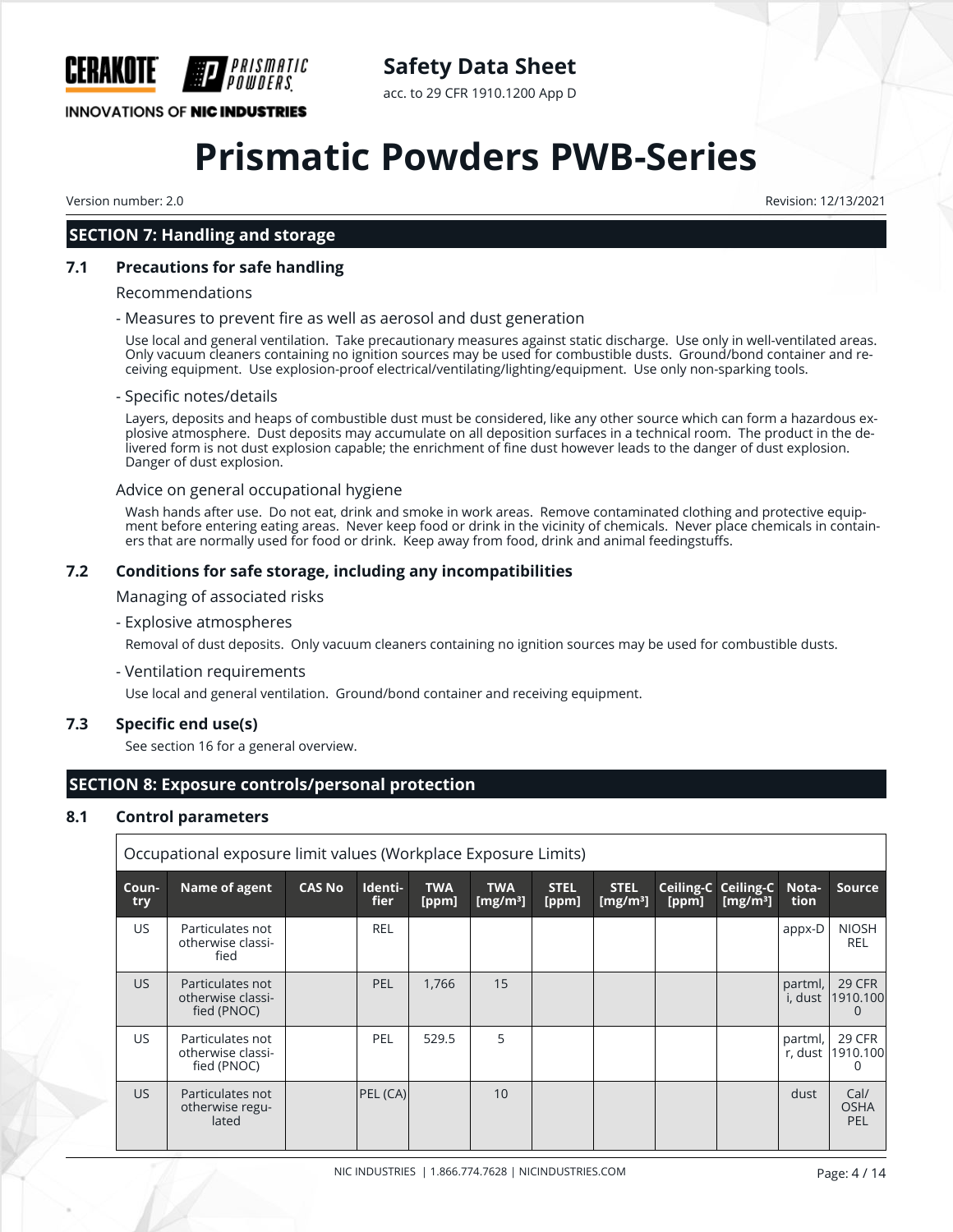## SECTION 7: Handling and storage

### 7.1 Precautions for safe handling

Recommendations

- Measures to prevent fire as well as aerosol and dust generation

Use local and general ventilation. Take precautionary measures against static discharge. Use only in well-ventilated areas. Only vacuum cleaners containing no ignition sources may be used for combustible dusts. Ground/bond container and receiving equipment. Use explosion-proof electrical/ventilating/lighting/equipment. Use only non-sparking tools.

- Specific notes/details

Layers, deposits and heaps of combustible dust must be considered, like any other source which can form a hazardous explosive atmosphere. Dust deposits may accumulate on all deposition surfaces in a technical room. The product in the delivered form is not dust explosion capable; the enrichment of fine dust however leads to the danger of dust explosion. Danger of dust explosion.

Advice on general occupational hygiene

Wash hands after use. Do not eat, drink and smoke in work areas. Remove contaminated clothing and protective equipment before entering eating areas. Never keep food or drink in the vicinity of chemicals. Never place chemicals in containers that are normally used for food or drink. Keep away from food, drink and animal feedingstuffs.

### 7.2 Conditions for safe storage, including any incompatibilities

Managing of associated risks

- Explosive atmospheres

Removal of dust deposits. Only vacuum cleaners containing no ignition sources may be used for combustible dusts.

- Ventilation requirements

Use local and general ventilation. Ground/bond container and receiving equipment.

### 7.3 Specific end use(s)

See section 16 for a general overview.

## SECTION 8: Exposure controls/personal protection

### 8.1 Control parameters

Occupational exposure limit values (Workplace Exposure Limits)

| Country | Name of agent | CAS No | Identifier | TWA [ppm] | TWA [mg/m³] | STEL [ppm] | STEL [mg/m³] | Ceiling-C [ppm] | Ceiling-C [mg/m³] | Notation | Source |
|---|---|---|---|---|---|---|---|---|---|---|---|
| US | Particulates not otherwise classified | | REL | | | | | | | appx-D | NIOSH REL |
| US | Particulates not otherwise classified (PNOC) | | PEL | 1,766 | 15 | | | | | partml, i, dust | 29 CFR 1910.1000 |
| US | Particulates not otherwise classified (PNOC) | | PEL | 529.5 | 5 | | | | | partml, r, dust | 29 CFR 1910.1000 |
| US | Particulates not otherwise regulated | | PEL (CA) | | 10 | | | | | dust | Cal/ OSHA PEL |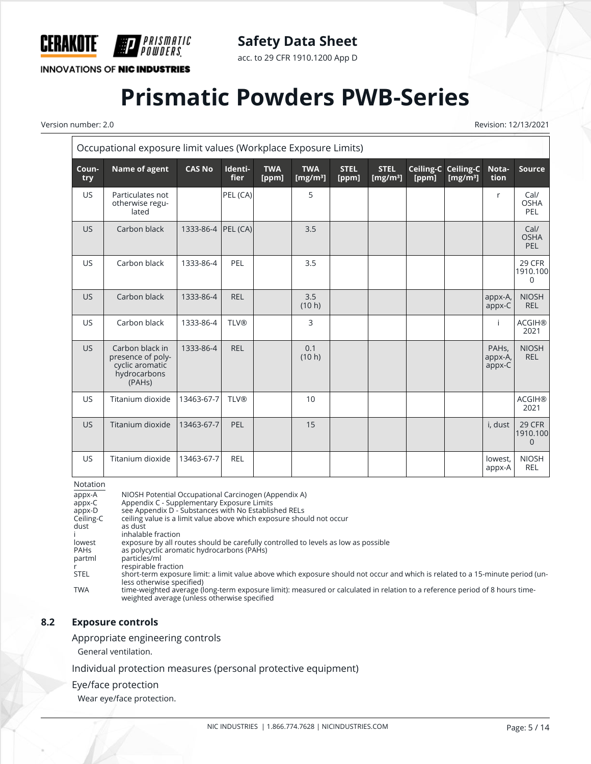| Occupational exposure limit values (Workplace Exposure Limits) | | | | | | | | | | | |
|---|---|---|---|---|---|---|---|---|---|---|---|
| Country | Name of agent | CAS No | Identifier | TWA [ppm] | TWA [mg/m³] | STEL [ppm] | STEL [mg/m³] | Ceiling-C [ppm] | Ceiling-C [mg/m³] | Notation | Source |
| US | Particulates not otherwise regulated | | PEL (CA) | | 5 | | | | | r | Cal/ OSHA PEL |
| US | Carbon black | 1333-86-4 | PEL (CA) | | 3.5 | | | | | | Cal/ OSHA PEL |
| US | Carbon black | 1333-86-4 | PEL | | 3.5 | | | | | | 29 CFR 1910.1000 |
| US | Carbon black | 1333-86-4 | REL | | 3.5 (10 h) | | | | | appx-A, appx-C | NIOSH REL |
| US | Carbon black | 1333-86-4 | TLV® | | 3 | | | | | i | ACGIH® 2021 |
| US | Carbon black in presence of polycyclic aromatic hydrocarbons (PAHs) | 1333-86-4 | REL | | 0.1 (10 h) | | | | | PAHs, appx-A, appx-C | NIOSH REL |
| US | Titanium dioxide | 13463-67-7 | TLV® | | 10 | | | | | | ACGIH® 2021 |
| US | Titanium dioxide | 13463-67-7 | PEL | | 15 | | | | | i, dust | 29 CFR 1910.1000 |
| US | Titanium dioxide | 13463-67-7 | REL | | | | | | | lowest, appx-A | NIOSH REL |

Notation

| | |
|---|---|
| appx-A | NIOSH Potential Occupational Carcinogen (Appendix A) |
| appx-C | Appendix C - Supplementary Exposure Limits |
| appx-D | see Appendix D - Substances with No Established RELs |
| Ceiling-C | ceiling value is a limit value above which exposure should not occur |
| dust | as dust |
| i | inhalable fraction |
| lowest | exposure by all routes should be carefully controlled to levels as low as possible |
| PAHs | as polycyclic aromatic hydrocarbons (PAHs) |
| partml | particles/ml |
| r | respirable fraction |
| STEL | short-term exposure limit: a limit value above which exposure should not occur and which is related to a 15-minute period (unless otherwise specified) |
| TWA | time-weighted average (long-term exposure limit): measured or calculated in relation to a reference period of 8 hours time-weighted average (unless otherwise specified |

## 8.2 Exposure controls

Appropriate engineering controls

General ventilation.

Individual protection measures (personal protective equipment)

Eye/face protection

Wear eye/face protection.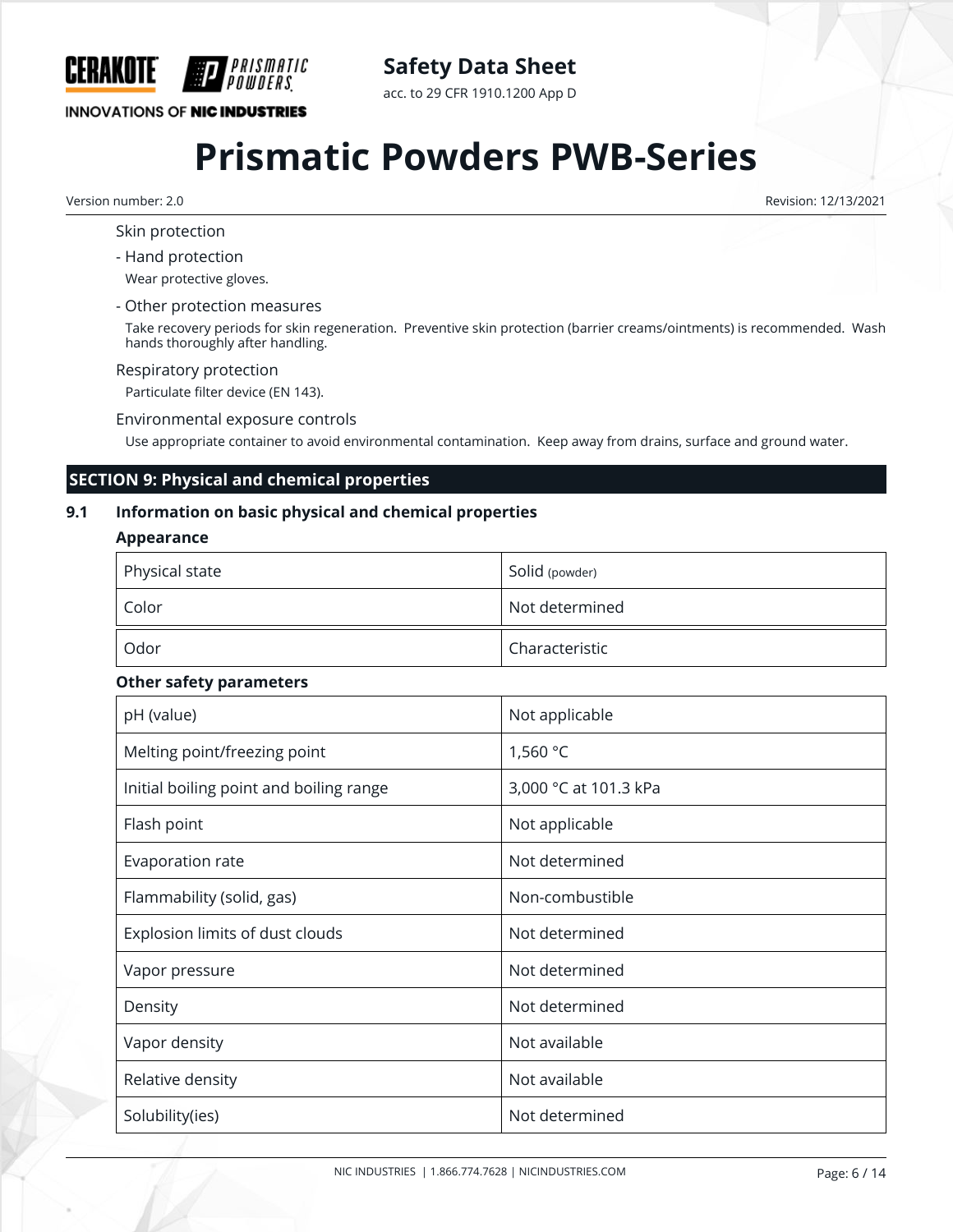Skin protection

- Hand protection

  Wear protective gloves.

- Other protection measures

  Take recovery periods for skin regeneration. Preventive skin protection (barrier creams/ointments) is recommended. Wash hands thoroughly after handling.

Respiratory protection

Particulate filter device (EN 143).

Environmental exposure controls

Use appropriate container to avoid environmental contamination. Keep away from drains, surface and ground water.

## SECTION 9: Physical and chemical properties

### 9.1 Information on basic physical and chemical properties

**Appearance**

| | |
|---|---|
| Physical state | Solid (powder) |
| Color | Not determined |
| Odor | Characteristic |

**Other safety parameters**

| | |
|---|---|
| pH (value) | Not applicable |
| Melting point/freezing point | 1,560 °C |
| Initial boiling point and boiling range | 3,000 °C at 101.3 kPa |
| Flash point | Not applicable |
| Evaporation rate | Not determined |
| Flammability (solid, gas) | Non-combustible |
| Explosion limits of dust clouds | Not determined |
| Vapor pressure | Not determined |
| Density | Not determined |
| Vapor density | Not available |
| Relative density | Not available |
| Solubility(ies) | Not determined |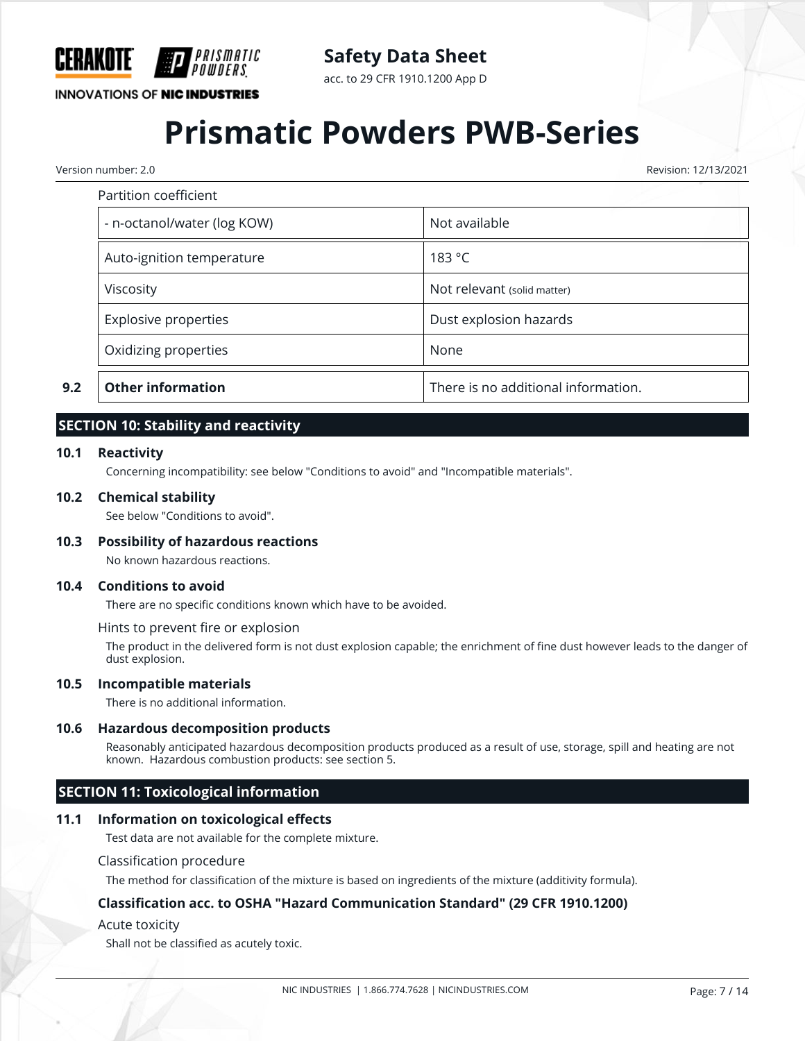Partition coefficient

| | |
|---|---|
| - n-octanol/water (log KOW) | Not available |
| Auto-ignition temperature | 183 °C |
| Viscosity | Not relevant (solid matter) |
| Explosive properties | Dust explosion hazards |
| Oxidizing properties | None |

| | | |
|---|---|---|
| 9.2 | **Other information** | There is no additional information. |

## SECTION 10: Stability and reactivity

### 10.1 Reactivity

Concerning incompatibility: see below "Conditions to avoid" and "Incompatible materials".

### 10.2 Chemical stability

See below "Conditions to avoid".

### 10.3 Possibility of hazardous reactions

No known hazardous reactions.

### 10.4 Conditions to avoid

There are no specific conditions known which have to be avoided.

Hints to prevent fire or explosion

The product in the delivered form is not dust explosion capable; the enrichment of fine dust however leads to the danger of dust explosion.

### 10.5 Incompatible materials

There is no additional information.

### 10.6 Hazardous decomposition products

Reasonably anticipated hazardous decomposition products produced as a result of use, storage, spill and heating are not known. Hazardous combustion products: see section 5.

## SECTION 11: Toxicological information

### 11.1 Information on toxicological effects

Test data are not available for the complete mixture.

Classification procedure

The method for classification of the mixture is based on ingredients of the mixture (additivity formula).

**Classification acc. to OSHA "Hazard Communication Standard" (29 CFR 1910.1200)**

Acute toxicity

Shall not be classified as acutely toxic.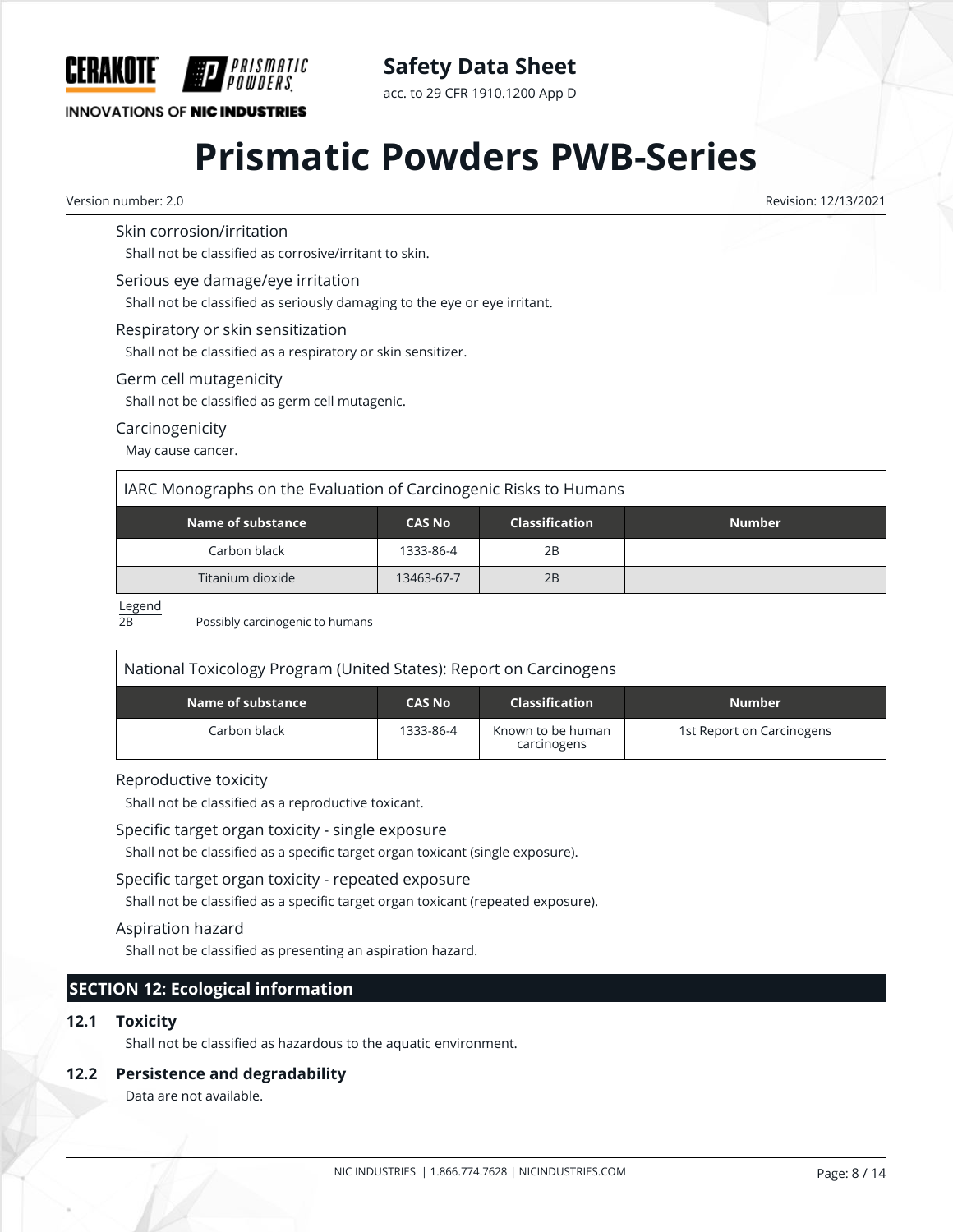Skin corrosion/irritation

Shall not be classified as corrosive/irritant to skin.

Serious eye damage/eye irritation

Shall not be classified as seriously damaging to the eye or eye irritant.

Respiratory or skin sensitization

Shall not be classified as a respiratory or skin sensitizer.

Germ cell mutagenicity

Shall not be classified as germ cell mutagenic.

Carcinogenicity

May cause cancer.

IARC Monographs on the Evaluation of Carcinogenic Risks to Humans

| Name of substance | CAS No | Classification | Number |
|---|---|---|---|
| Carbon black | 1333-86-4 | 2B | |
| Titanium dioxide | 13463-67-7 | 2B | |

Legend

2B Possibly carcinogenic to humans

National Toxicology Program (United States): Report on Carcinogens

| Name of substance | CAS No | Classification | Number |
|---|---|---|---|
| Carbon black | 1333-86-4 | Known to be human carcinogens | 1st Report on Carcinogens |

Reproductive toxicity

Shall not be classified as a reproductive toxicant.

Specific target organ toxicity - single exposure

Shall not be classified as a specific target organ toxicant (single exposure).

Specific target organ toxicity - repeated exposure

Shall not be classified as a specific target organ toxicant (repeated exposure).

Aspiration hazard

Shall not be classified as presenting an aspiration hazard.

## SECTION 12: Ecological information

### 12.1 Toxicity

Shall not be classified as hazardous to the aquatic environment.

### 12.2 Persistence and degradability

Data are not available.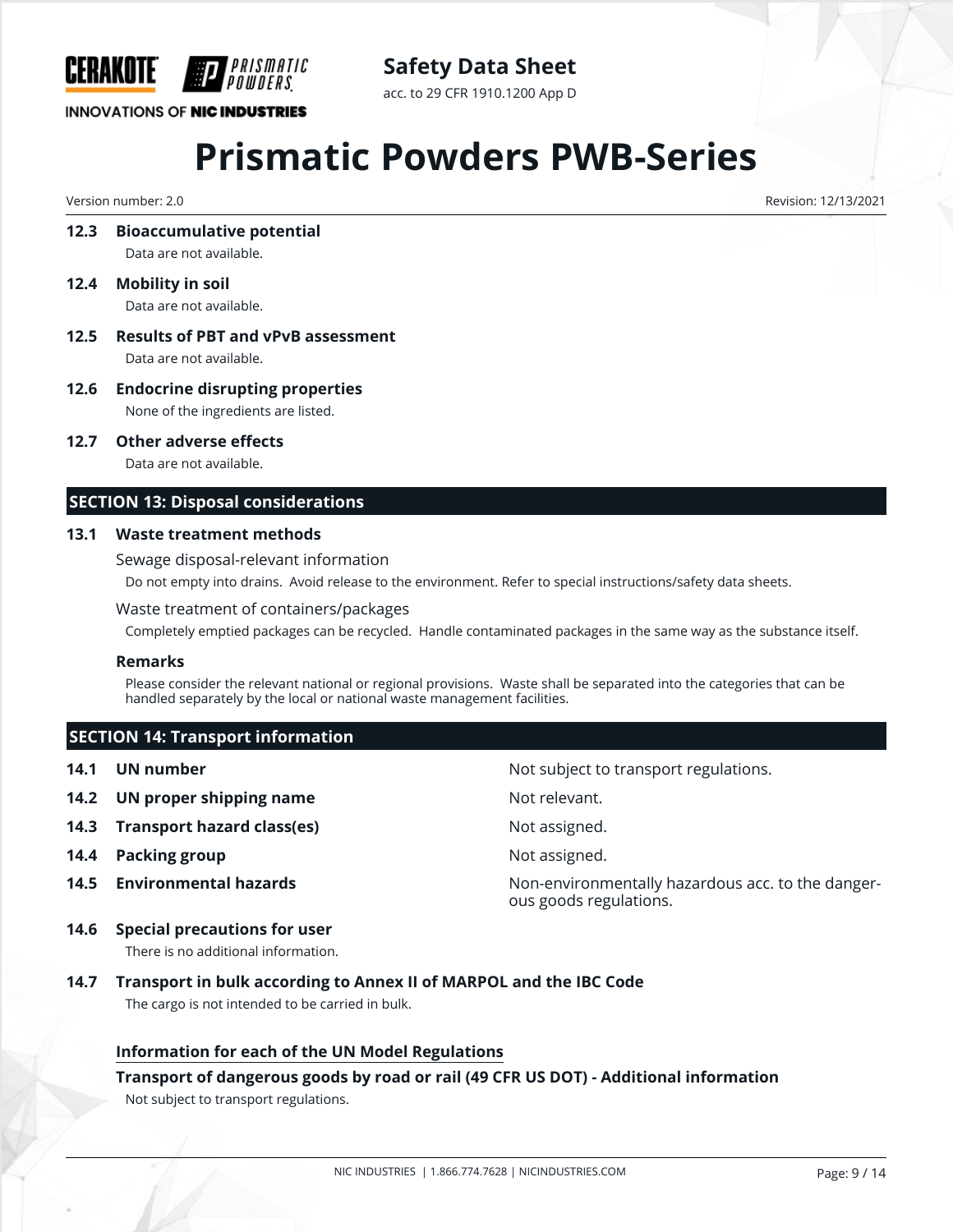### 12.3 Bioaccumulative potential

Data are not available.

### 12.4 Mobility in soil

Data are not available.

### 12.5 Results of PBT and vPvB assessment

Data are not available.

### 12.6 Endocrine disrupting properties

None of the ingredients are listed.

### 12.7 Other adverse effects

Data are not available.

## SECTION 13: Disposal considerations

### 13.1 Waste treatment methods

Sewage disposal-relevant information

Do not empty into drains. Avoid release to the environment. Refer to special instructions/safety data sheets.

Waste treatment of containers/packages

Completely emptied packages can be recycled. Handle contaminated packages in the same way as the substance itself.

**Remarks**

Please consider the relevant national or regional provisions. Waste shall be separated into the categories that can be handled separately by the local or national waste management facilities.

## SECTION 14: Transport information

| | | |
|---|---|---|
| **14.1** | **UN number** | Not subject to transport regulations. |
| **14.2** | **UN proper shipping name** | Not relevant. |
| **14.3** | **Transport hazard class(es)** | Not assigned. |
| **14.4** | **Packing group** | Not assigned. |
| **14.5** | **Environmental hazards** | Non-environmentally hazardous acc. to the dangerous goods regulations. |

### 14.6 Special precautions for user

There is no additional information.

### 14.7 Transport in bulk according to Annex II of MARPOL and the IBC Code

The cargo is not intended to be carried in bulk.

**Information for each of the UN Model Regulations**

**Transport of dangerous goods by road or rail (49 CFR US DOT) - Additional information**

Not subject to transport regulations.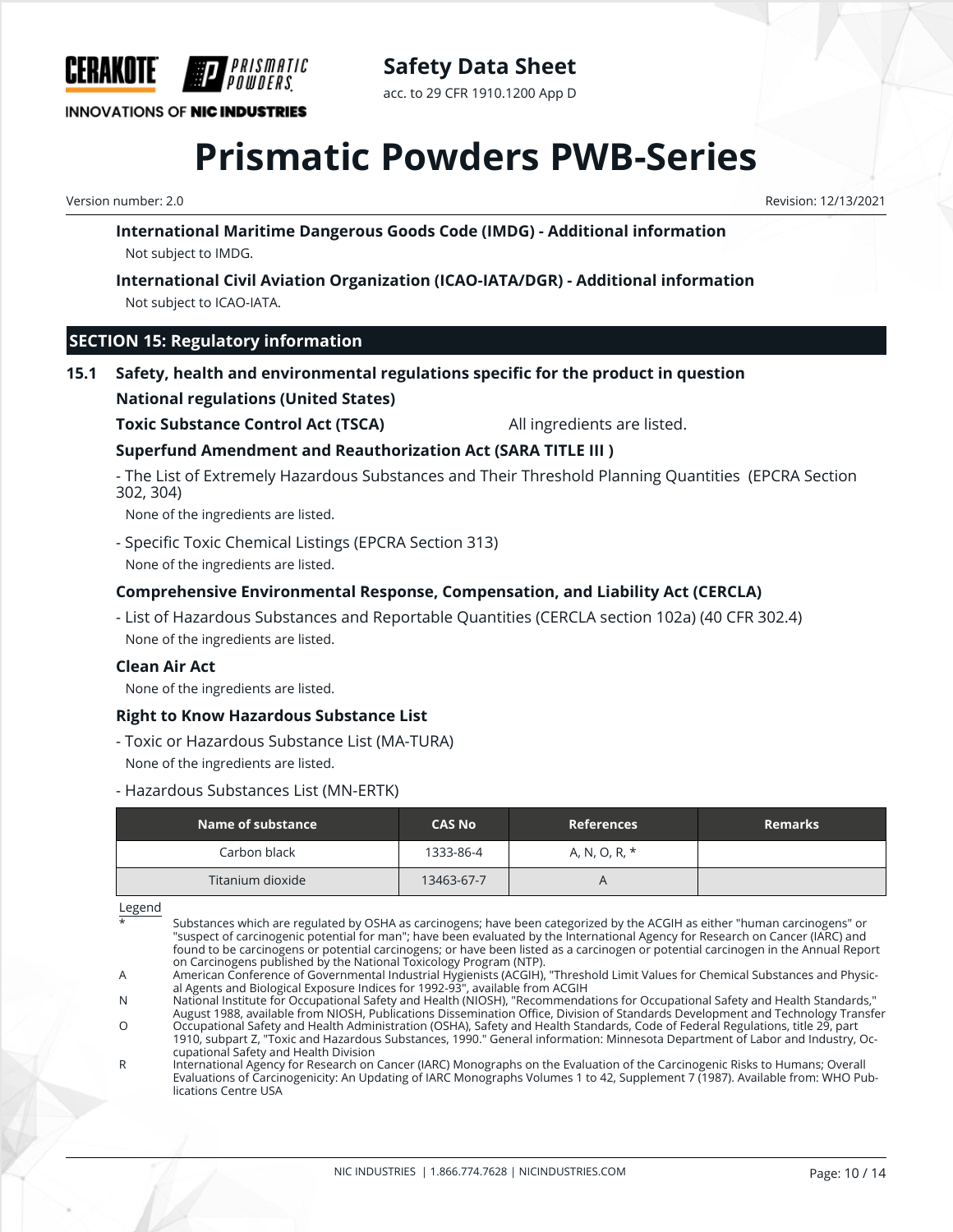**International Maritime Dangerous Goods Code (IMDG) - Additional information**

Not subject to IMDG.

**International Civil Aviation Organization (ICAO-IATA/DGR) - Additional information**

Not subject to ICAO-IATA.

## SECTION 15: Regulatory information

### 15.1 Safety, health and environmental regulations specific for the product in question

**National regulations (United States)**

**Toxic Substance Control Act (TSCA)** All ingredients are listed.

**Superfund Amendment and Reauthorization Act (SARA TITLE III )**

- The List of Extremely Hazardous Substances and Their Threshold Planning Quantities (EPCRA Section 302, 304)

  None of the ingredients are listed.

- Specific Toxic Chemical Listings (EPCRA Section 313)

  None of the ingredients are listed.

**Comprehensive Environmental Response, Compensation, and Liability Act (CERCLA)**

- List of Hazardous Substances and Reportable Quantities (CERCLA section 102a) (40 CFR 302.4)

  None of the ingredients are listed.

**Clean Air Act**

None of the ingredients are listed.

**Right to Know Hazardous Substance List**

- Toxic or Hazardous Substance List (MA-TURA)

  None of the ingredients are listed.

- Hazardous Substances List (MN-ERTK)

| Name of substance | CAS No | References | Remarks |
|---|---|---|---|
| Carbon black | 1333-86-4 | A, N, O, R, * | |
| Titanium dioxide | 13463-67-7 | A | |

Legend

| | |
|---|---|
| * | Substances which are regulated by OSHA as carcinogens; have been categorized by the ACGIH as either "human carcinogens" or "suspect of carcinogenic potential for man"; have been evaluated by the International Agency for Research on Cancer (IARC) and found to be carcinogens or potential carcinogens; or have been listed as a carcinogen or potential carcinogen in the Annual Report on Carcinogens published by the National Toxicology Program (NTP). |
| A | American Conference of Governmental Industrial Hygienists (ACGIH), "Threshold Limit Values for Chemical Substances and Physical Agents and Biological Exposure Indices for 1992-93", available from ACGIH |
| N | National Institute for Occupational Safety and Health (NIOSH), "Recommendations for Occupational Safety and Health Standards," August 1988, available from NIOSH, Publications Dissemination Office, Division of Standards Development and Technology Transfer |
| O | Occupational Safety and Health Administration (OSHA), Safety and Health Standards, Code of Federal Regulations, title 29, part 1910, subpart Z, "Toxic and Hazardous Substances, 1990." General information: Minnesota Department of Labor and Industry, Occupational Safety and Health Division |
| R | International Agency for Research on Cancer (IARC) Monographs on the Evaluation of the Carcinogenic Risks to Humans; Overall Evaluations of Carcinogenicity: An Updating of IARC Monographs Volumes 1 to 42, Supplement 7 (1987). Available from: WHO Publications Centre USA |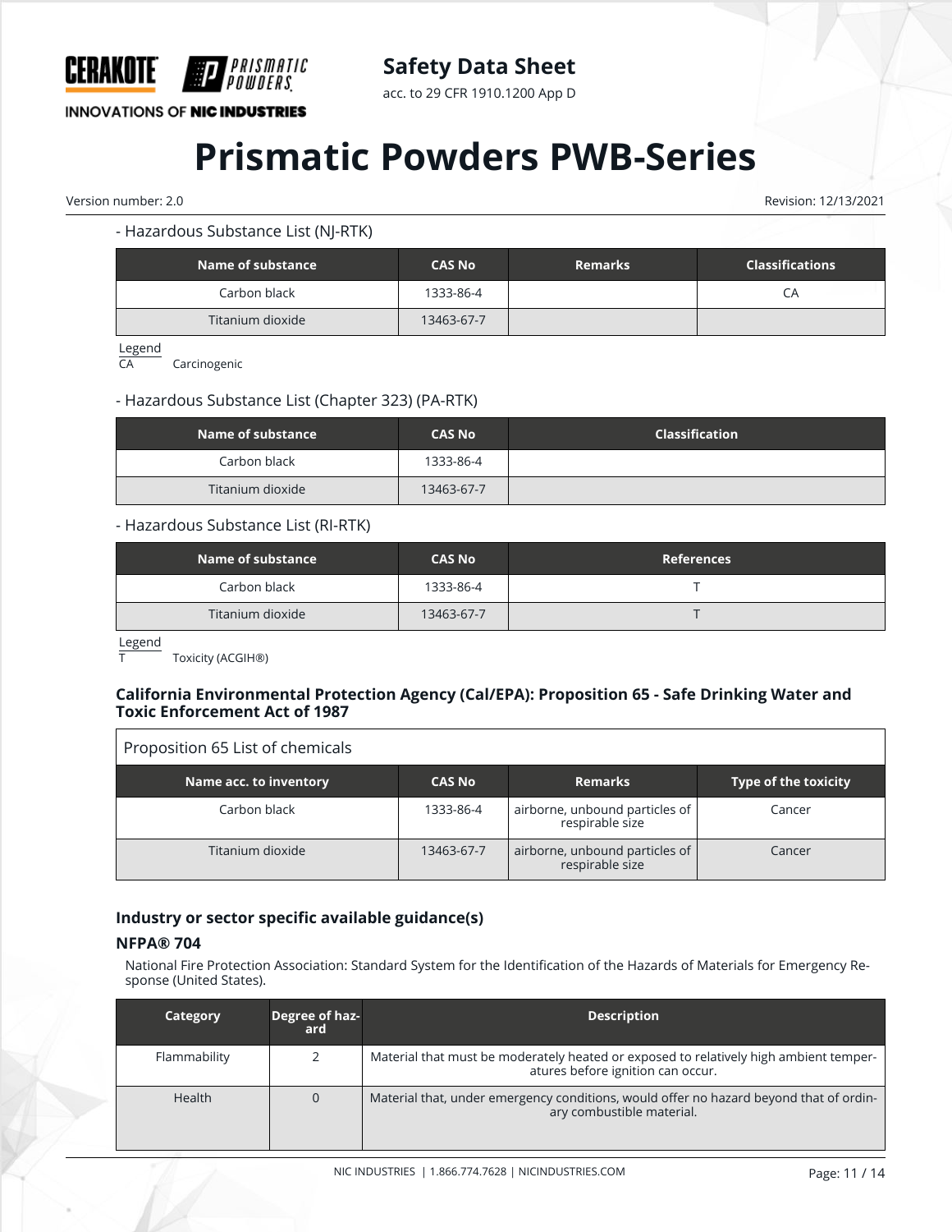- Hazardous Substance List (NJ-RTK)

| Name of substance | CAS No | Remarks | Classifications |
|---|---|---|---|
| Carbon black | 1333-86-4 | | CA |
| Titanium dioxide | 13463-67-7 | | |

Legend
CA Carcinogenic

- Hazardous Substance List (Chapter 323) (PA-RTK)

| Name of substance | CAS No | Classification |
|---|---|---|
| Carbon black | 1333-86-4 | |
| Titanium dioxide | 13463-67-7 | |

- Hazardous Substance List (RI-RTK)

| Name of substance | CAS No | References |
|---|---|---|
| Carbon black | 1333-86-4 | T |
| Titanium dioxide | 13463-67-7 | T |

Legend
T Toxicity (ACGIH®)

### California Environmental Protection Agency (Cal/EPA): Proposition 65 - Safe Drinking Water and Toxic Enforcement Act of 1987

Proposition 65 List of chemicals

| Name acc. to inventory | CAS No | Remarks | Type of the toxicity |
|---|---|---|---|
| Carbon black | 1333-86-4 | airborne, unbound particles of respirable size | Cancer |
| Titanium dioxide | 13463-67-7 | airborne, unbound particles of respirable size | Cancer |

### Industry or sector specific available guidance(s)

#### NFPA® 704

National Fire Protection Association: Standard System for the Identification of the Hazards of Materials for Emergency Response (United States).

| Category | Degree of hazard | Description |
|---|---|---|
| Flammability | 2 | Material that must be moderately heated or exposed to relatively high ambient temperatures before ignition can occur. |
| Health | 0 | Material that, under emergency conditions, would offer no hazard beyond that of ordinary combustible material. |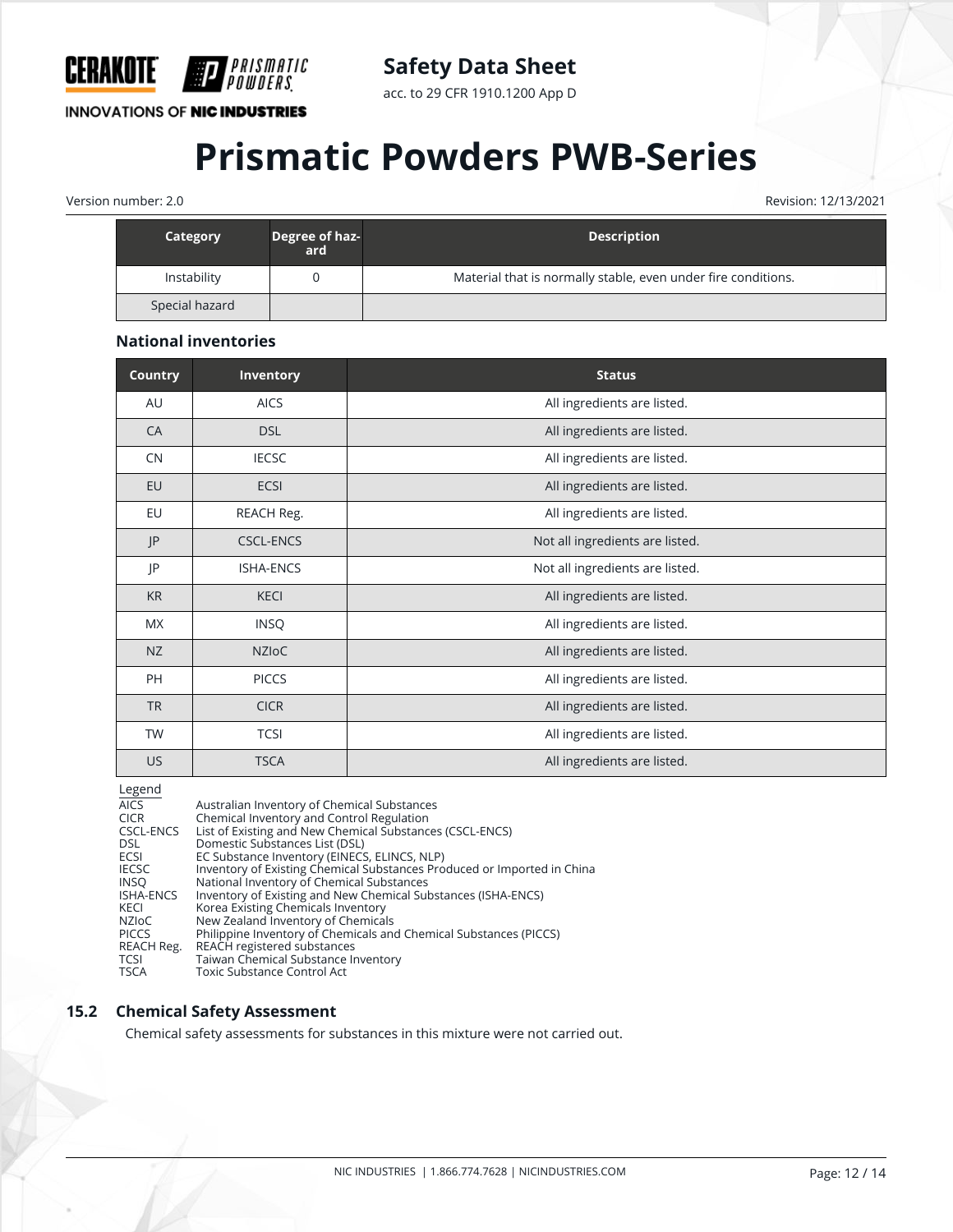| Category | Degree of hazard | Description |
|---|---|---|
| Instability | 0 | Material that is normally stable, even under fire conditions. |
| Special hazard | | |

### National inventories

| Country | Inventory | Status |
|---|---|---|
| AU | AICS | All ingredients are listed. |
| CA | DSL | All ingredients are listed. |
| CN | IECSC | All ingredients are listed. |
| EU | ECSI | All ingredients are listed. |
| EU | REACH Reg. | All ingredients are listed. |
| JP | CSCL-ENCS | Not all ingredients are listed. |
| JP | ISHA-ENCS | Not all ingredients are listed. |
| KR | KECI | All ingredients are listed. |
| MX | INSQ | All ingredients are listed. |
| NZ | NZIoC | All ingredients are listed. |
| PH | PICCS | All ingredients are listed. |
| TR | CICR | All ingredients are listed. |
| TW | TCSI | All ingredients are listed. |
| US | TSCA | All ingredients are listed. |

Legend

| | |
|---|---|
| AICS | Australian Inventory of Chemical Substances |
| CICR | Chemical Inventory and Control Regulation |
| CSCL-ENCS | List of Existing and New Chemical Substances (CSCL-ENCS) |
| DSL | Domestic Substances List (DSL) |
| ECSI | EC Substance Inventory (EINECS, ELINCS, NLP) |
| IECSC | Inventory of Existing Chemical Substances Produced or Imported in China |
| INSQ | National Inventory of Chemical Substances |
| ISHA-ENCS | Inventory of Existing and New Chemical Substances (ISHA-ENCS) |
| KECI | Korea Existing Chemicals Inventory |
| NZIoC | New Zealand Inventory of Chemicals |
| PICCS | Philippine Inventory of Chemicals and Chemical Substances (PICCS) |
| REACH Reg. | REACH registered substances |
| TCSI | Taiwan Chemical Substance Inventory |
| TSCA | Toxic Substance Control Act |

## 15.2 Chemical Safety Assessment

Chemical safety assessments for substances in this mixture were not carried out.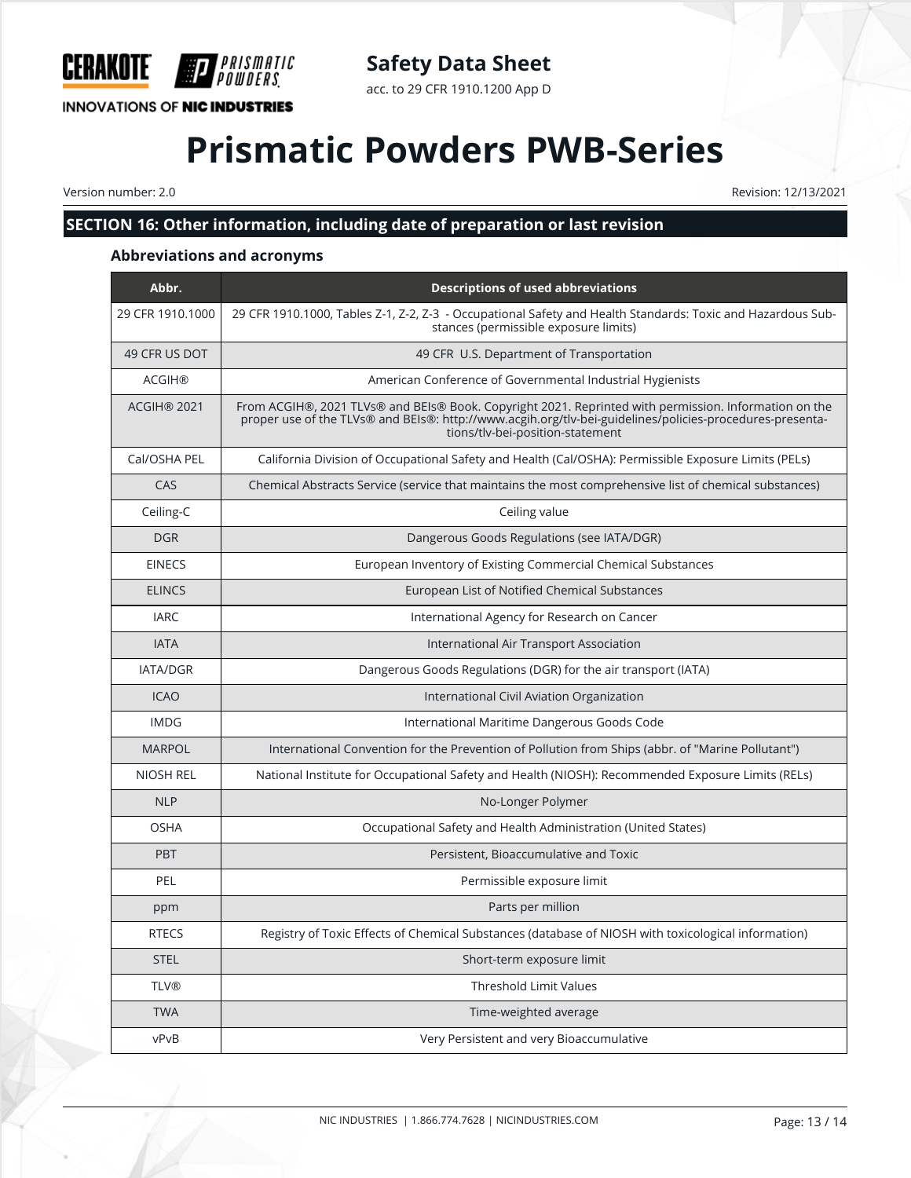## SECTION 16: Other information, including date of preparation or last revision

### Abbreviations and acronyms

| Abbr. | Descriptions of used abbreviations |
|---|---|
| 29 CFR 1910.1000 | 29 CFR 1910.1000, Tables Z-1, Z-2, Z-3 - Occupational Safety and Health Standards: Toxic and Hazardous Substances (permissible exposure limits) |
| 49 CFR US DOT | 49 CFR U.S. Department of Transportation |
| ACGIH® | American Conference of Governmental Industrial Hygienists |
| ACGIH® 2021 | From ACGIH®, 2021 TLVs® and BEIs® Book. Copyright 2021. Reprinted with permission. Information on the proper use of the TLVs® and BEIs®: http://www.acgih.org/tlv-bei-guidelines/policies-procedures-presentations/tlv-bei-position-statement |
| Cal/OSHA PEL | California Division of Occupational Safety and Health (Cal/OSHA): Permissible Exposure Limits (PELs) |
| CAS | Chemical Abstracts Service (service that maintains the most comprehensive list of chemical substances) |
| Ceiling-C | Ceiling value |
| DGR | Dangerous Goods Regulations (see IATA/DGR) |
| EINECS | European Inventory of Existing Commercial Chemical Substances |
| ELINCS | European List of Notified Chemical Substances |
| IARC | International Agency for Research on Cancer |
| IATA | International Air Transport Association |
| IATA/DGR | Dangerous Goods Regulations (DGR) for the air transport (IATA) |
| ICAO | International Civil Aviation Organization |
| IMDG | International Maritime Dangerous Goods Code |
| MARPOL | International Convention for the Prevention of Pollution from Ships (abbr. of "Marine Pollutant") |
| NIOSH REL | National Institute for Occupational Safety and Health (NIOSH): Recommended Exposure Limits (RELs) |
| NLP | No-Longer Polymer |
| OSHA | Occupational Safety and Health Administration (United States) |
| PBT | Persistent, Bioaccumulative and Toxic |
| PEL | Permissible exposure limit |
| ppm | Parts per million |
| RTECS | Registry of Toxic Effects of Chemical Substances (database of NIOSH with toxicological information) |
| STEL | Short-term exposure limit |
| TLV® | Threshold Limit Values |
| TWA | Time-weighted average |
| vPvB | Very Persistent and very Bioaccumulative |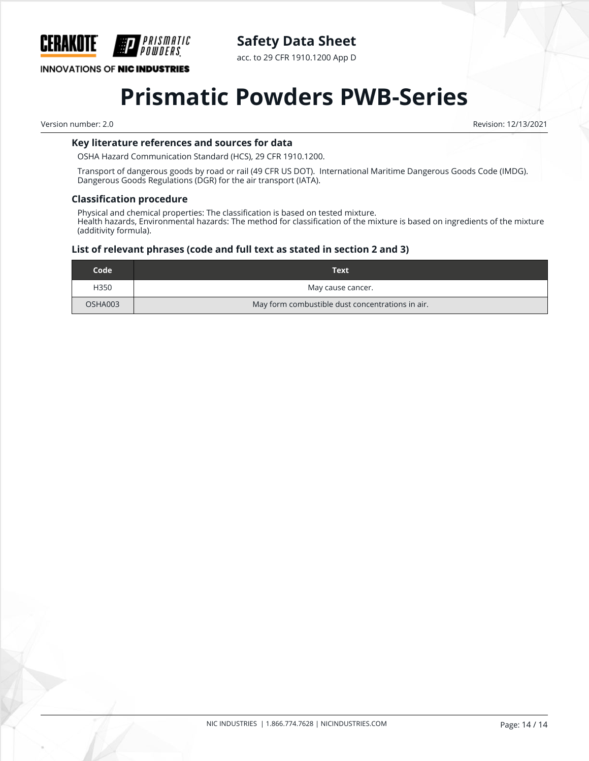### Key literature references and sources for data

OSHA Hazard Communication Standard (HCS), 29 CFR 1910.1200.

Transport of dangerous goods by road or rail (49 CFR US DOT). International Maritime Dangerous Goods Code (IMDG). Dangerous Goods Regulations (DGR) for the air transport (IATA).

### Classification procedure

Physical and chemical properties: The classification is based on tested mixture.
Health hazards, Environmental hazards: The method for classification of the mixture is based on ingredients of the mixture (additivity formula).

### List of relevant phrases (code and full text as stated in section 2 and 3)

| Code | Text |
| --- | --- |
| H350 | May cause cancer. |
| OSHA003 | May form combustible dust concentrations in air. |